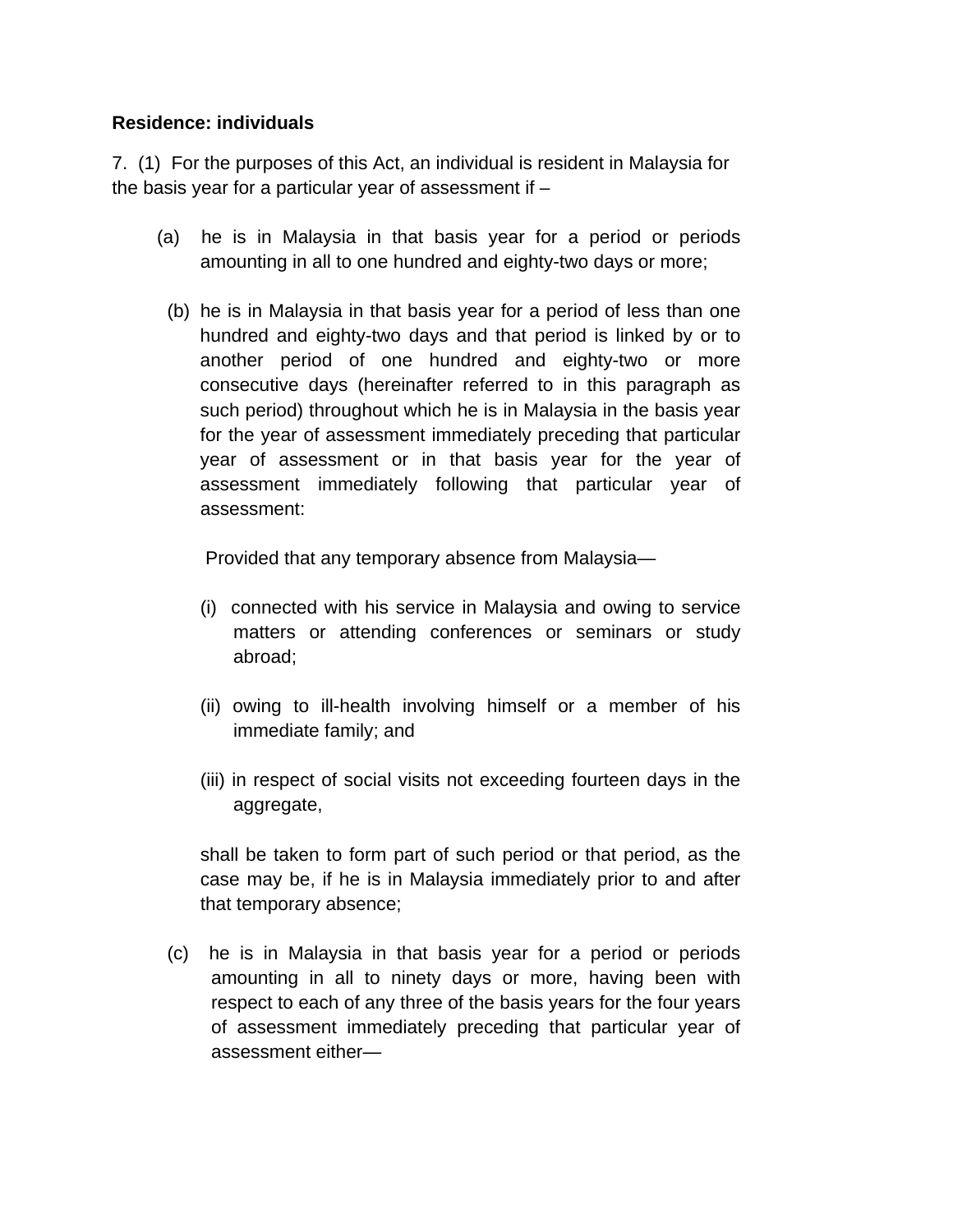**Residence: individuals**

7. (1) For the purposes of this Act, an individual is resident in Malaysia for the basis year for a particular year of assessment if –

(a) he is in Malaysia in that basis year for a period or periods amounting in all to one hundred and eighty-two days or more;

(b) he is in Malaysia in that basis year for a period of less than one hundred and eighty-two days and that period is linked by or to another period of one hundred and eighty-two or more consecutive days (hereinafter referred to in this paragraph as such period) throughout which he is in Malaysia in the basis year for the year of assessment immediately preceding that particular year of assessment or in that basis year for the year of assessment immediately following that particular year of assessment:

Provided that any temporary absence from Malaysia—

(i) connected with his service in Malaysia and owing to service matters or attending conferences or seminars or study abroad;

(ii) owing to ill-health involving himself or a member of his immediate family; and

(iii) in respect of social visits not exceeding fourteen days in the aggregate,

shall be taken to form part of such period or that period, as the case may be, if he is in Malaysia immediately prior to and after that temporary absence;

(c) he is in Malaysia in that basis year for a period or periods amounting in all to ninety days or more, having been with respect to each of any three of the basis years for the four years of assessment immediately preceding that particular year of assessment either—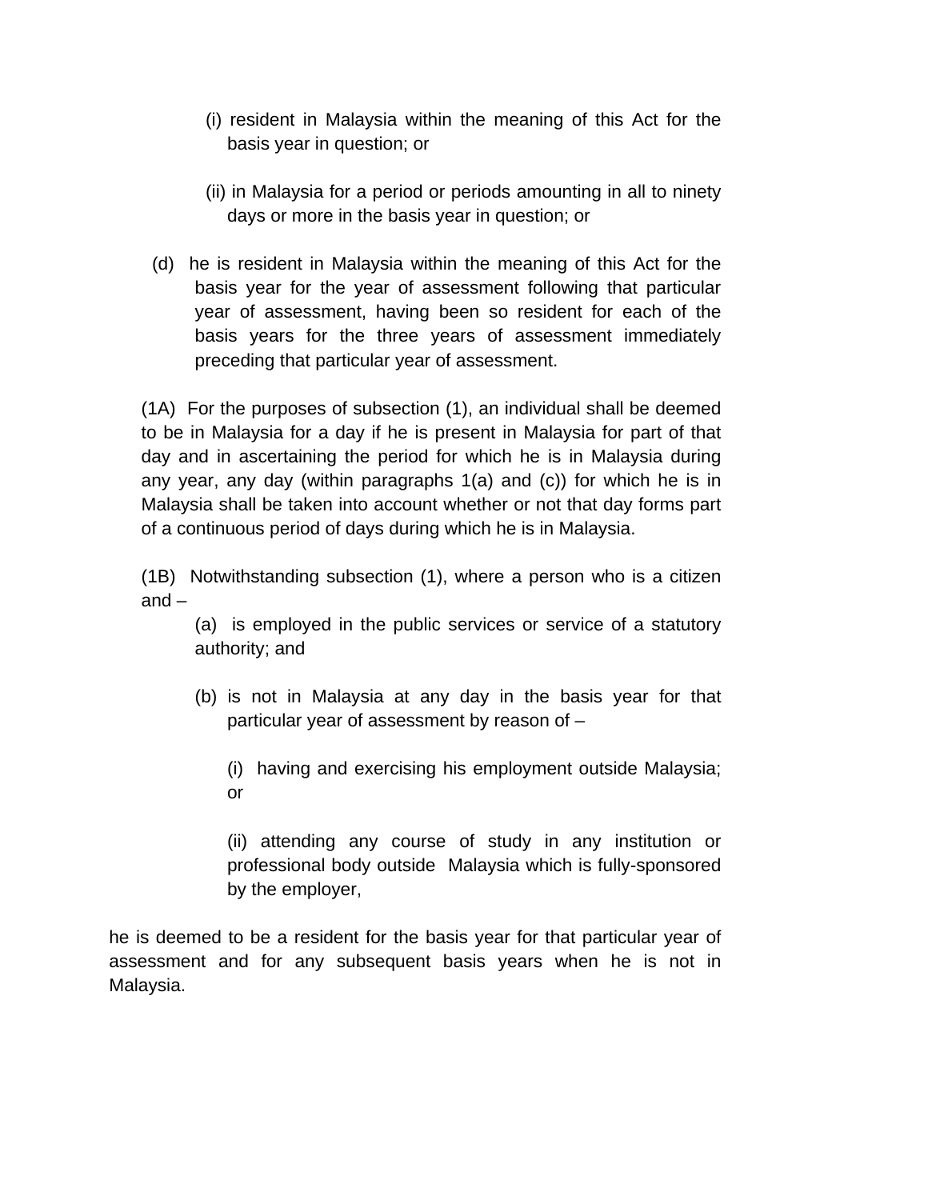(i) resident in Malaysia within the meaning of this Act for the basis year in question; or

(ii) in Malaysia for a period or periods amounting in all to ninety days or more in the basis year in question; or

(d) he is resident in Malaysia within the meaning of this Act for the basis year for the year of assessment following that particular year of assessment, having been so resident for each of the basis years for the three years of assessment immediately preceding that particular year of assessment.

(1A) For the purposes of subsection (1), an individual shall be deemed to be in Malaysia for a day if he is present in Malaysia for part of that day and in ascertaining the period for which he is in Malaysia during any year, any day (within paragraphs 1(a) and (c)) for which he is in Malaysia shall be taken into account whether or not that day forms part of a continuous period of days during which he is in Malaysia.

(1B) Notwithstanding subsection (1), where a person who is a citizen and –

(a) is employed in the public services or service of a statutory authority; and

(b) is not in Malaysia at any day in the basis year for that particular year of assessment by reason of –

(i) having and exercising his employment outside Malaysia; or

(ii) attending any course of study in any institution or professional body outside Malaysia which is fully-sponsored by the employer,

he is deemed to be a resident for the basis year for that particular year of assessment and for any subsequent basis years when he is not in Malaysia.